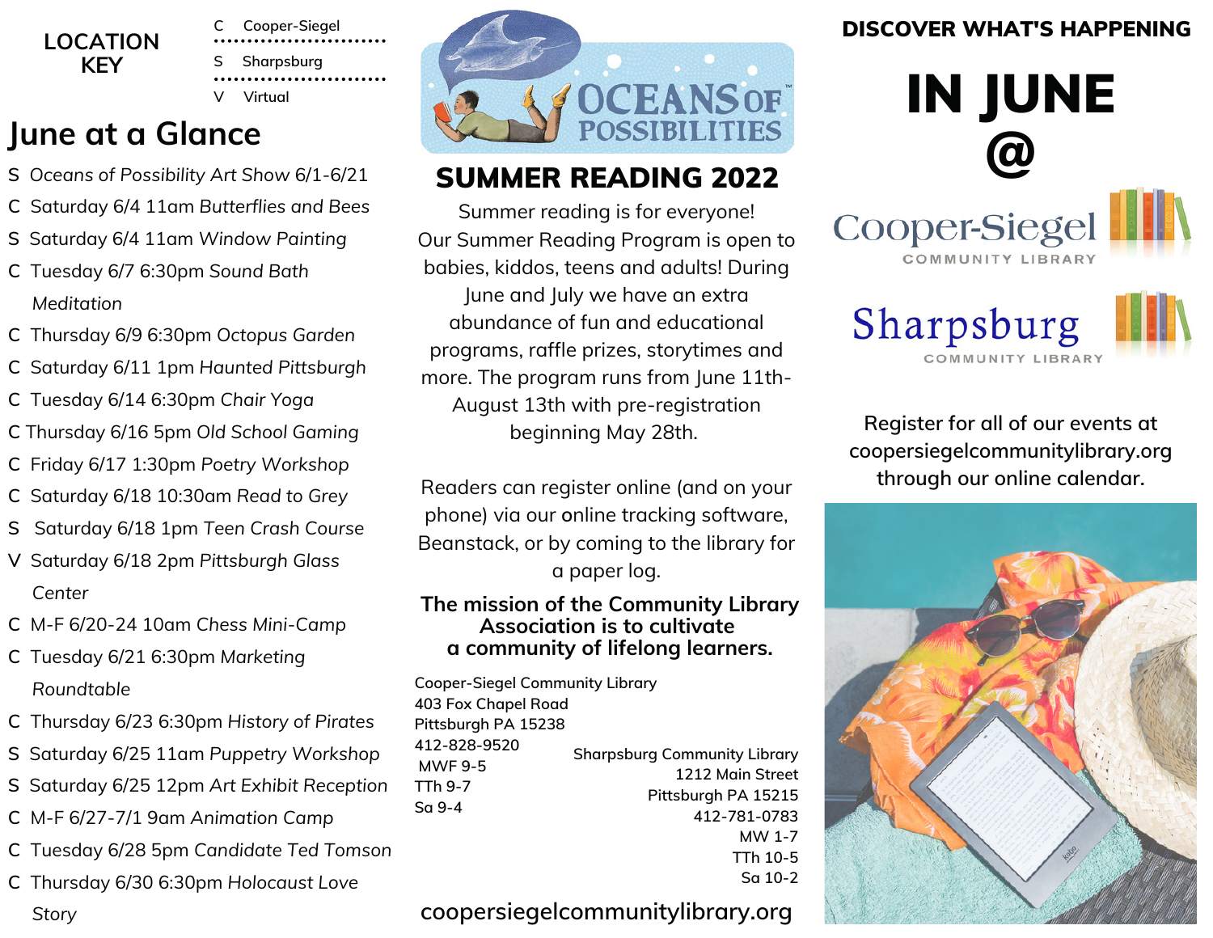## LOCATION KEY

- C Cooper-Siegel
- S Sharpsburg
- V Virtual

# June at a Glance

- S *Oceans of Possibility Art Show* 6/1-6/21
- C Saturday 6/4 11am *Butterflies and Bees*
- S Saturday 6/4 11am *Window Painting*
- C Tuesday 6/7 6:30pm *Sound Bath Meditation*
- C Thursday 6/9 6:30pm *Octopus Garden*
- C Saturday 6/11 1pm *Haunted Pittsburgh*
- C Tuesday 6/14 6:30pm *Chair Yoga*
- C Thursday 6/16 5pm *Old School Gaming*
- C Friday 6/17 1:30pm *Poetry Workshop*
- C Saturday 6/18 10:30am *Read to Grey*
- S Saturday 6/18 1pm *Teen Crash Course*
- V Saturday 6/18 2pm *Pittsburgh Glass Center*
- C M-F 6/20-24 10am *Chess Mini-Camp*
- C Tuesday 6/21 6:30pm *Marketing Roundtable*
- C Thursday 6/23 6:30pm *History of Pirates*
- S Saturday 6/25 11am *Puppetry Workshop*
- S Saturday 6/25 12pm *Art Exhibit Reception*
- C M-F 6/27-7/1 9am *Animation Camp*
- C Tuesday 6/28 5pm *Candidate Ted Tomson*
- C Thursday 6/30 6:30pm *Holocaust Love Story*

OCEANS OF POSSIBILITIES™

# SUMMER READING 2022

Summer reading is for everyone! Our Summer Reading Program is open to babies, kiddos, teens and adults! During June and July we have an extra abundance of fun and educational programs, raffle prizes, storytimes and more. The program runs from June 11th-August 13th with pre-registration beginning May 28th.

Readers can register online (and on your phone) via our online tracking software, Beanstack, or by coming to the library for a paper log.

**The mission of the Community Library Association is to cultivate a community of lifelong learners.**

Cooper-Siegel Community Library
403 Fox Chapel Road
Pittsburgh PA 15238
412-828-9520
MWF 9-5
TTh 9-7
Sa 9-4

Sharpsburg Community Library
1212 Main Street
Pittsburgh PA 15215
412-781-0783
MW 1-7
TTh 10-5
Sa 10-2

coopersiegelcommunitylibrary.org

## DISCOVER WHAT'S HAPPENING

# IN JUNE @

Cooper-Siegel COMMUNITY LIBRARY

Sharpsburg COMMUNITY LIBRARY

Register for all of our events at coopersiegelcommunitylibrary.org through our online calendar.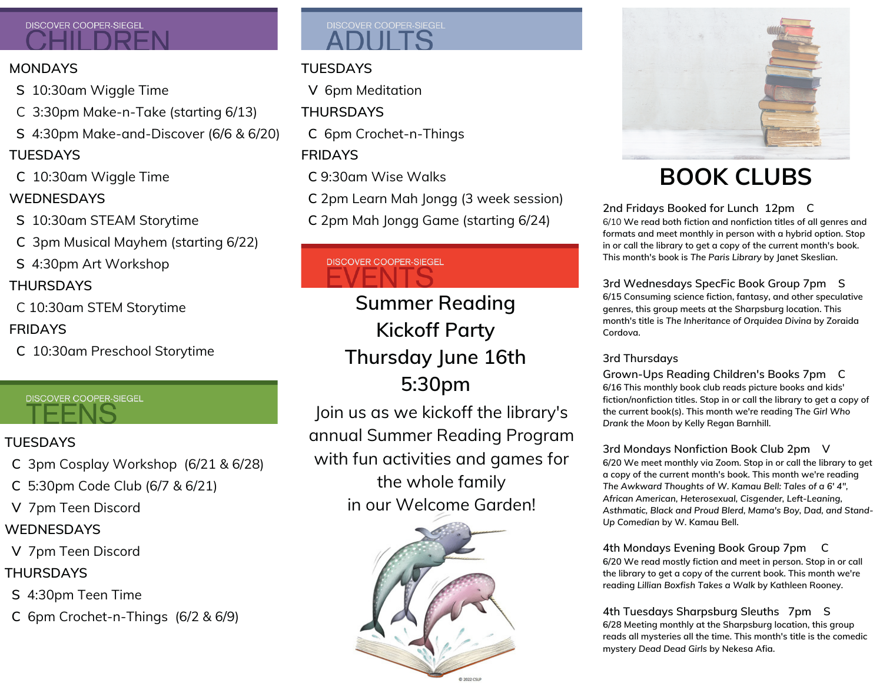DISCOVER COOPER-SIEGEL

## CHILDREN

MONDAYS

- S 10:30am Wiggle Time
- C 3:30pm Make-n-Take (starting 6/13)
- S 4:30pm Make-and-Discover (6/6 & 6/20)

TUESDAYS

- C 10:30am Wiggle Time

WEDNESDAYS

- S 10:30am STEAM Storytime
- C 3pm Musical Mayhem (starting 6/22)
- S 4:30pm Art Workshop

THURSDAYS

- C 10:30am STEM Storytime

FRIDAYS

- C 10:30am Preschool Storytime

DISCOVER COOPER-SIEGEL

## TEENS

TUESDAYS

- C 3pm Cosplay Workshop (6/21 & 6/28)
- C 5:30pm Code Club (6/7 & 6/21)
- V 7pm Teen Discord

WEDNESDAYS

- V 7pm Teen Discord

THURSDAYS

- S 4:30pm Teen Time
- C 6pm Crochet-n-Things (6/2 & 6/9)

DISCOVER COOPER-SIEGEL

## ADULTS

TUESDAYS

- V 6pm Meditation

THURSDAYS

- C 6pm Crochet-n-Things

FRIDAYS

- C 9:30am Wise Walks
- C 2pm Learn Mah Jongg (3 week session)
- C 2pm Mah Jongg Game (starting 6/24)

DISCOVER COOPER-SIEGEL

## EVENTS

### Summer Reading Kickoff Party Thursday June 16th 5:30pm

Join us as we kickoff the library's annual Summer Reading Program with fun activities and games for the whole family in our Welcome Garden!

© 2022 CSLP

# BOOK CLUBS

**2nd Fridays Booked for Lunch 12pm C**

6/10 We read both fiction and nonfiction titles of all genres and formats and meet monthly in person with a hybrid option. Stop in or call the library to get a copy of the current month's book. This month's book is *The Paris Library* by Janet Skeslian.

**3rd Wednesdays SpecFic Book Group 7pm S**

6/15 Consuming science fiction, fantasy, and other speculative genres, this group meets at the Sharpsburg location. This month's title is *The Inheritance of Orquidea Divina* by Zoraida Cordova.

**3rd Thursdays Grown-Ups Reading Children's Books 7pm C**

6/16 This monthly book club reads picture books and kids' fiction/nonfiction titles. Stop in or call the library to get a copy of the current book(s). This month we're reading *The Girl Who Drank the Moon* by Kelly Regan Barnhill.

**3rd Mondays Nonfiction Book Club 2pm V**

6/20 We meet monthly via Zoom. Stop in or call the library to get a copy of the current month's book. This month we're reading *The Awkward Thoughts of W. Kamau Bell: Tales of a 6' 4", African American, Heterosexual, Cisgender, Left-Leaning, Asthmatic, Black and Proud Blerd, Mama's Boy, Dad, and Stand-Up Comedian* by W. Kamau Bell.

**4th Mondays Evening Book Group 7pm C**

6/20 We read mostly fiction and meet in person. Stop in or call the library to get a copy of the current book. This month we're reading *Lillian Boxfish Takes a Walk* by Kathleen Rooney.

**4th Tuesdays Sharpsburg Sleuths 7pm S**

6/28 Meeting monthly at the Sharpsburg location, this group reads all mysteries all the time. This month's title is the comedic mystery *Dead Dead Girls* by Nekesa Afia.